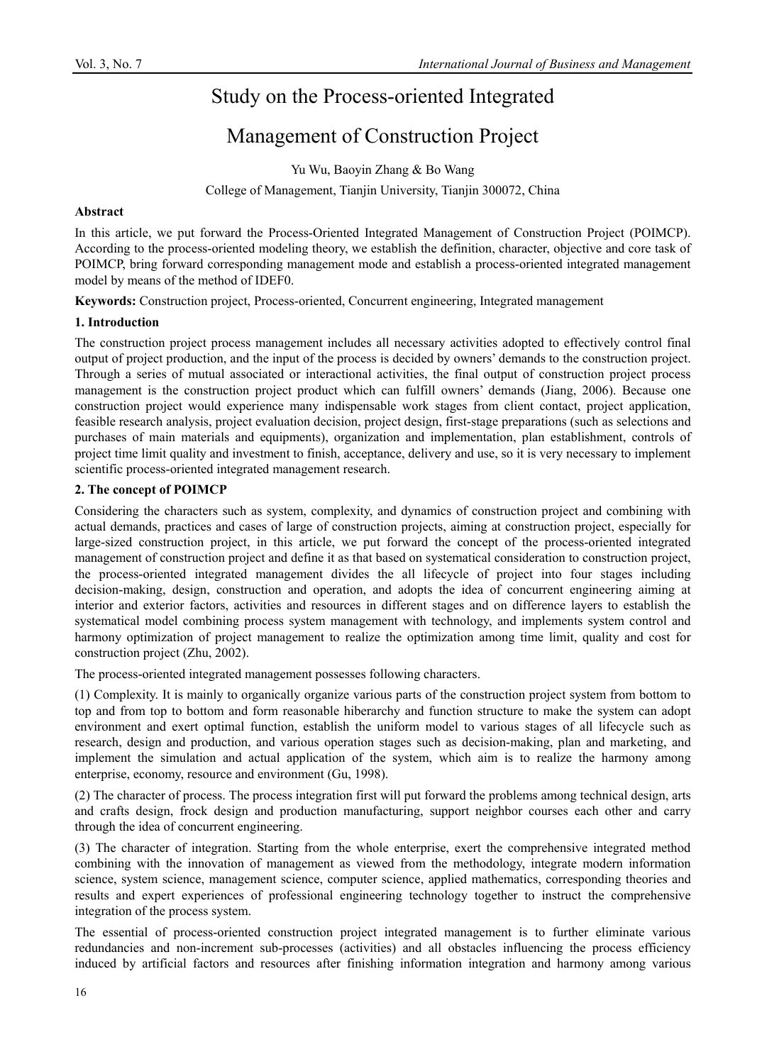# Study on the Process-oriented Integrated Management of Construction Project

Yu Wu, Baoyin Zhang & Bo Wang

College of Management, Tianjin University, Tianjin 300072, China

**Abstract**

In this article, we put forward the Process-Oriented Integrated Management of Construction Project (POIMCP). According to the process-oriented modeling theory, we establish the definition, character, objective and core task of POIMCP, bring forward corresponding management mode and establish a process-oriented integrated management model by means of the method of IDEF0.

**Keywords:** Construction project, Process-oriented, Concurrent engineering, Integrated management

## 1. Introduction

The construction project process management includes all necessary activities adopted to effectively control final output of project production, and the input of the process is decided by owners' demands to the construction project. Through a series of mutual associated or interactional activities, the final output of construction project process management is the construction project product which can fulfill owners' demands (Jiang, 2006). Because one construction project would experience many indispensable work stages from client contact, project application, feasible research analysis, project evaluation decision, project design, first-stage preparations (such as selections and purchases of main materials and equipments), organization and implementation, plan establishment, controls of project time limit quality and investment to finish, acceptance, delivery and use, so it is very necessary to implement scientific process-oriented integrated management research.

## 2. The concept of POIMCP

Considering the characters such as system, complexity, and dynamics of construction project and combining with actual demands, practices and cases of large of construction projects, aiming at construction project, especially for large-sized construction project, in this article, we put forward the concept of the process-oriented integrated management of construction project and define it as that based on systematical consideration to construction project, the process-oriented integrated management divides the all lifecycle of project into four stages including decision-making, design, construction and operation, and adopts the idea of concurrent engineering aiming at interior and exterior factors, activities and resources in different stages and on difference layers to establish the systematical model combining process system management with technology, and implements system control and harmony optimization of project management to realize the optimization among time limit, quality and cost for construction project (Zhu, 2002).

The process-oriented integrated management possesses following characters.

(1) Complexity. It is mainly to organically organize various parts of the construction project system from bottom to top and from top to bottom and form reasonable hiberarchy and function structure to make the system can adopt environment and exert optimal function, establish the uniform model to various stages of all lifecycle such as research, design and production, and various operation stages such as decision-making, plan and marketing, and implement the simulation and actual application of the system, which aim is to realize the harmony among enterprise, economy, resource and environment (Gu, 1998).

(2) The character of process. The process integration first will put forward the problems among technical design, arts and crafts design, frock design and production manufacturing, support neighbor courses each other and carry through the idea of concurrent engineering.

(3) The character of integration. Starting from the whole enterprise, exert the comprehensive integrated method combining with the innovation of management as viewed from the methodology, integrate modern information science, system science, management science, computer science, applied mathematics, corresponding theories and results and expert experiences of professional engineering technology together to instruct the comprehensive integration of the process system.

The essential of process-oriented construction project integrated management is to further eliminate various redundancies and non-increment sub-processes (activities) and all obstacles influencing the process efficiency induced by artificial factors and resources after finishing information integration and harmony among various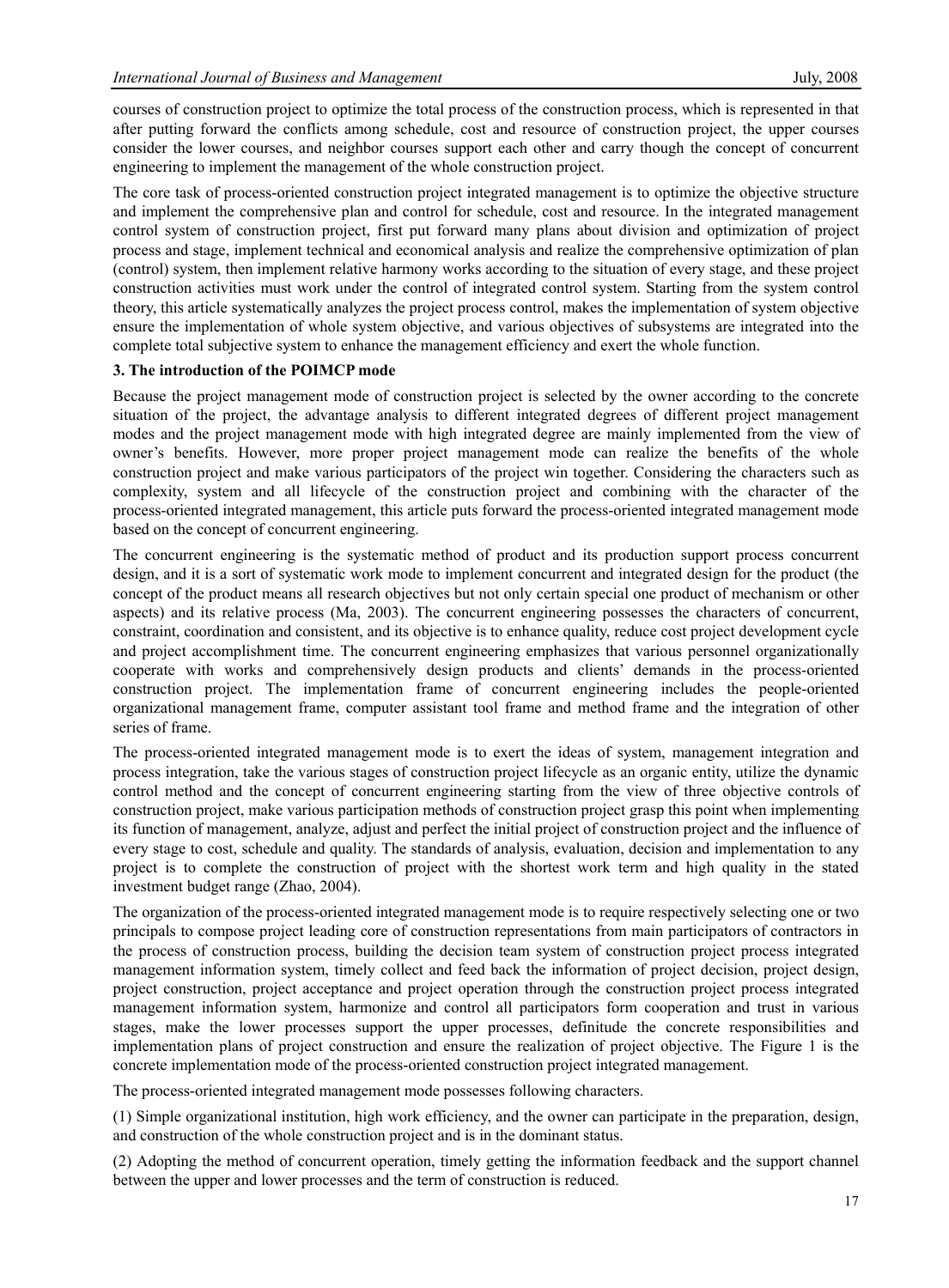courses of construction project to optimize the total process of the construction process, which is represented in that after putting forward the conflicts among schedule, cost and resource of construction project, the upper courses consider the lower courses, and neighbor courses support each other and carry though the concept of concurrent engineering to implement the management of the whole construction project.

The core task of process-oriented construction project integrated management is to optimize the objective structure and implement the comprehensive plan and control for schedule, cost and resource. In the integrated management control system of construction project, first put forward many plans about division and optimization of project process and stage, implement technical and economical analysis and realize the comprehensive optimization of plan (control) system, then implement relative harmony works according to the situation of every stage, and these project construction activities must work under the control of integrated control system. Starting from the system control theory, this article systematically analyzes the project process control, makes the implementation of system objective ensure the implementation of whole system objective, and various objectives of subsystems are integrated into the complete total subjective system to enhance the management efficiency and exert the whole function.

## 3. The introduction of the POIMCP mode

Because the project management mode of construction project is selected by the owner according to the concrete situation of the project, the advantage analysis to different integrated degrees of different project management modes and the project management mode with high integrated degree are mainly implemented from the view of owner's benefits. However, more proper project management mode can realize the benefits of the whole construction project and make various participators of the project win together. Considering the characters such as complexity, system and all lifecycle of the construction project and combining with the character of the process-oriented integrated management, this article puts forward the process-oriented integrated management mode based on the concept of concurrent engineering.

The concurrent engineering is the systematic method of product and its production support process concurrent design, and it is a sort of systematic work mode to implement concurrent and integrated design for the product (the concept of the product means all research objectives but not only certain special one product of mechanism or other aspects) and its relative process (Ma, 2003). The concurrent engineering possesses the characters of concurrent, constraint, coordination and consistent, and its objective is to enhance quality, reduce cost project development cycle and project accomplishment time. The concurrent engineering emphasizes that various personnel organizationally cooperate with works and comprehensively design products and clients' demands in the process-oriented construction project. The implementation frame of concurrent engineering includes the people-oriented organizational management frame, computer assistant tool frame and method frame and the integration of other series of frame.

The process-oriented integrated management mode is to exert the ideas of system, management integration and process integration, take the various stages of construction project lifecycle as an organic entity, utilize the dynamic control method and the concept of concurrent engineering starting from the view of three objective controls of construction project, make various participation methods of construction project grasp this point when implementing its function of management, analyze, adjust and perfect the initial project of construction project and the influence of every stage to cost, schedule and quality. The standards of analysis, evaluation, decision and implementation to any project is to complete the construction of project with the shortest work term and high quality in the stated investment budget range (Zhao, 2004).

The organization of the process-oriented integrated management mode is to require respectively selecting one or two principals to compose project leading core of construction representations from main participators of contractors in the process of construction process, building the decision team system of construction project process integrated management information system, timely collect and feed back the information of project decision, project design, project construction, project acceptance and project operation through the construction project process integrated management information system, harmonize and control all participators form cooperation and trust in various stages, make the lower processes support the upper processes, definitude the concrete responsibilities and implementation plans of project construction and ensure the realization of project objective. The Figure 1 is the concrete implementation mode of the process-oriented construction project integrated management.

The process-oriented integrated management mode possesses following characters.

(1) Simple organizational institution, high work efficiency, and the owner can participate in the preparation, design, and construction of the whole construction project and is in the dominant status.

(2) Adopting the method of concurrent operation, timely getting the information feedback and the support channel between the upper and lower processes and the term of construction is reduced.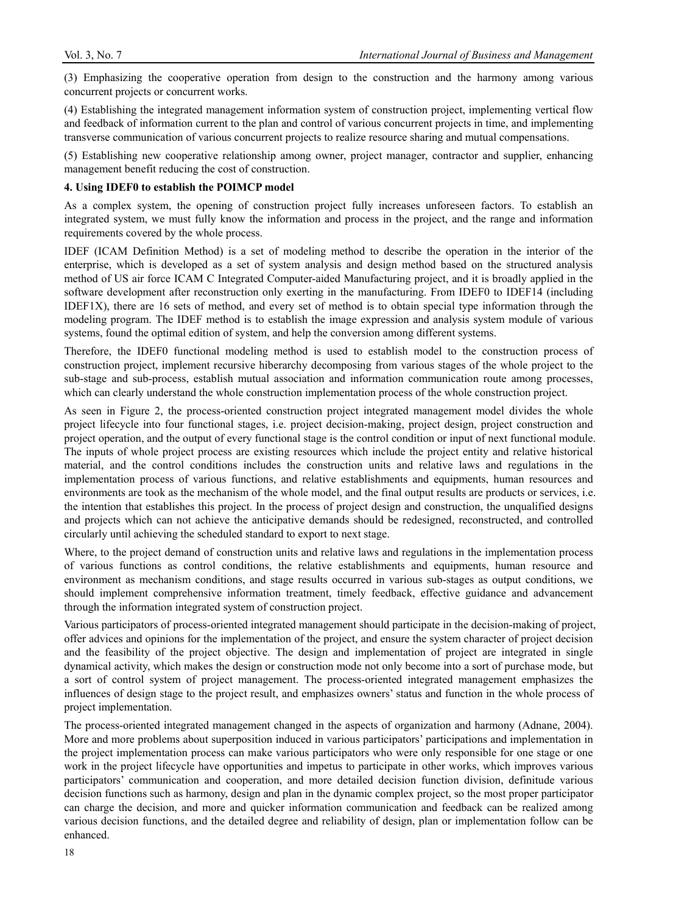(3) Emphasizing the cooperative operation from design to the construction and the harmony among various concurrent projects or concurrent works.

(4) Establishing the integrated management information system of construction project, implementing vertical flow and feedback of information current to the plan and control of various concurrent projects in time, and implementing transverse communication of various concurrent projects to realize resource sharing and mutual compensations.

(5) Establishing new cooperative relationship among owner, project manager, contractor and supplier, enhancing management benefit reducing the cost of construction.

**4. Using IDEF0 to establish the POIMCP model**

As a complex system, the opening of construction project fully increases unforeseen factors. To establish an integrated system, we must fully know the information and process in the project, and the range and information requirements covered by the whole process.

IDEF (ICAM Definition Method) is a set of modeling method to describe the operation in the interior of the enterprise, which is developed as a set of system analysis and design method based on the structured analysis method of US air force ICAM C Integrated Computer-aided Manufacturing project, and it is broadly applied in the software development after reconstruction only exerting in the manufacturing. From IDEF0 to IDEF14 (including IDEF1X), there are 16 sets of method, and every set of method is to obtain special type information through the modeling program. The IDEF method is to establish the image expression and analysis system module of various systems, found the optimal edition of system, and help the conversion among different systems.

Therefore, the IDEF0 functional modeling method is used to establish model to the construction process of construction project, implement recursive hiberarchy decomposing from various stages of the whole project to the sub-stage and sub-process, establish mutual association and information communication route among processes, which can clearly understand the whole construction implementation process of the whole construction project.

As seen in Figure 2, the process-oriented construction project integrated management model divides the whole project lifecycle into four functional stages, i.e. project decision-making, project design, project construction and project operation, and the output of every functional stage is the control condition or input of next functional module. The inputs of whole project process are existing resources which include the project entity and relative historical material, and the control conditions includes the construction units and relative laws and regulations in the implementation process of various functions, and relative establishments and equipments, human resources and environments are took as the mechanism of the whole model, and the final output results are products or services, i.e. the intention that establishes this project. In the process of project design and construction, the unqualified designs and projects which can not achieve the anticipative demands should be redesigned, reconstructed, and controlled circularly until achieving the scheduled standard to export to next stage.

Where, to the project demand of construction units and relative laws and regulations in the implementation process of various functions as control conditions, the relative establishments and equipments, human resource and environment as mechanism conditions, and stage results occurred in various sub-stages as output conditions, we should implement comprehensive information treatment, timely feedback, effective guidance and advancement through the information integrated system of construction project.

Various participators of process-oriented integrated management should participate in the decision-making of project, offer advices and opinions for the implementation of the project, and ensure the system character of project decision and the feasibility of the project objective. The design and implementation of project are integrated in single dynamical activity, which makes the design or construction mode not only become into a sort of purchase mode, but a sort of control system of project management. The process-oriented integrated management emphasizes the influences of design stage to the project result, and emphasizes owners' status and function in the whole process of project implementation.

The process-oriented integrated management changed in the aspects of organization and harmony (Adnane, 2004). More and more problems about superposition induced in various participators' participations and implementation in the project implementation process can make various participators who were only responsible for one stage or one work in the project lifecycle have opportunities and impetus to participate in other works, which improves various participators' communication and cooperation, and more detailed decision function division, definitude various decision functions such as harmony, design and plan in the dynamic complex project, so the most proper participator can charge the decision, and more and quicker information communication and feedback can be realized among various decision functions, and the detailed degree and reliability of design, plan or implementation follow can be enhanced.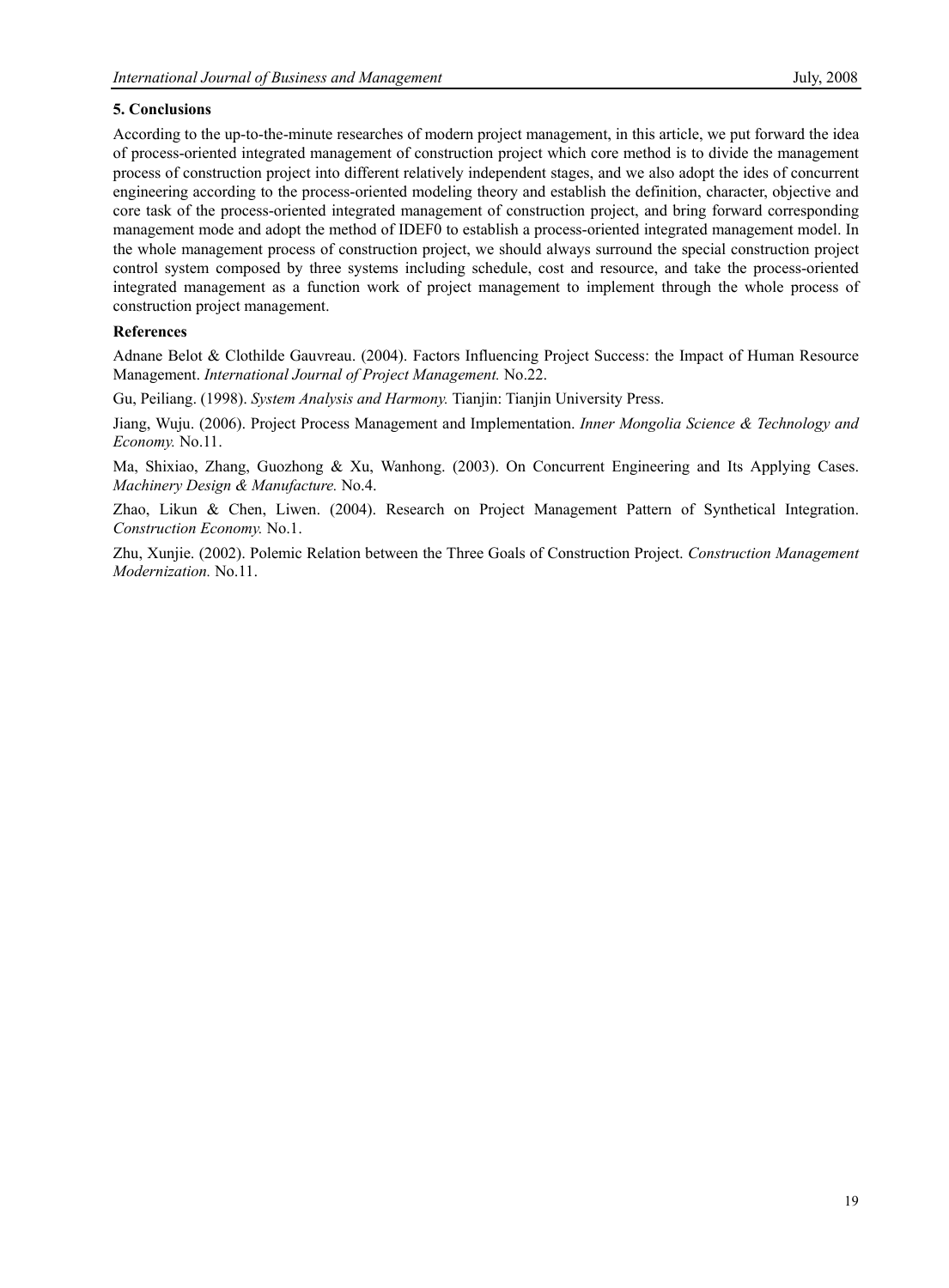## 5. Conclusions

According to the up-to-the-minute researches of modern project management, in this article, we put forward the idea of process-oriented integrated management of construction project which core method is to divide the management process of construction project into different relatively independent stages, and we also adopt the ides of concurrent engineering according to the process-oriented modeling theory and establish the definition, character, objective and core task of the process-oriented integrated management of construction project, and bring forward corresponding management mode and adopt the method of IDEF0 to establish a process-oriented integrated management model. In the whole management process of construction project, we should always surround the special construction project control system composed by three systems including schedule, cost and resource, and take the process-oriented integrated management as a function work of project management to implement through the whole process of construction project management.

## References

Adnane Belot & Clothilde Gauvreau. (2004). Factors Influencing Project Success: the Impact of Human Resource Management. *International Journal of Project Management.* No.22.

Gu, Peiliang. (1998). *System Analysis and Harmony.* Tianjin: Tianjin University Press.

Jiang, Wuju. (2006). Project Process Management and Implementation. *Inner Mongolia Science & Technology and Economy.* No.11.

Ma, Shixiao, Zhang, Guozhong & Xu, Wanhong. (2003). On Concurrent Engineering and Its Applying Cases. *Machinery Design & Manufacture.* No.4.

Zhao, Likun & Chen, Liwen. (2004). Research on Project Management Pattern of Synthetical Integration. *Construction Economy.* No.1.

Zhu, Xunjie. (2002). Polemic Relation between the Three Goals of Construction Project. *Construction Management Modernization.* No.11.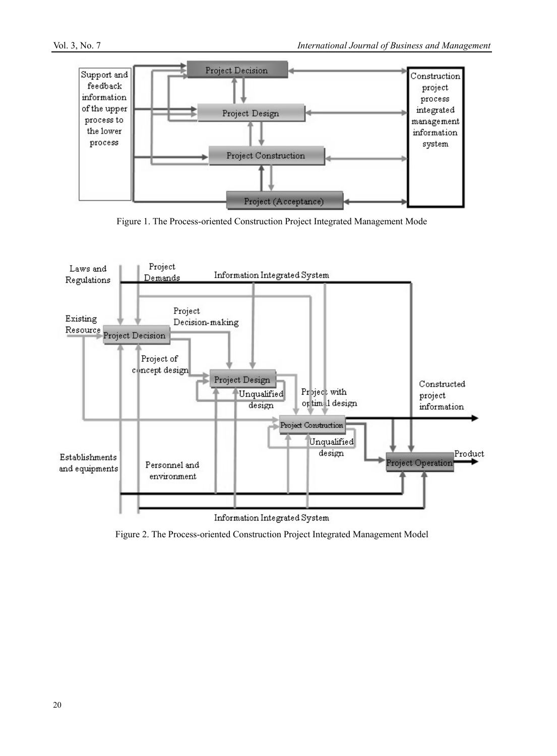Support and feedback information of the upper process to the lower process

Project Decision

Project Design

Project Construction

Project (Acceptance)

Construction project process integrated management information system

Figure 1. The Process-oriented Construction Project Integrated Management Mode

Laws and Regulations

Project Demands

Information Integrated System

Existing Resource

Project Decision

Project Decision-making

Project of concept design

Project Design

Unqualified design

Project with optimal design

Constructed project information

Project Construction

Unqualified design

Establishments and equipments

Personnel and environment

Project Operation

Product

Information Integrated System

Figure 2. The Process-oriented Construction Project Integrated Management Model